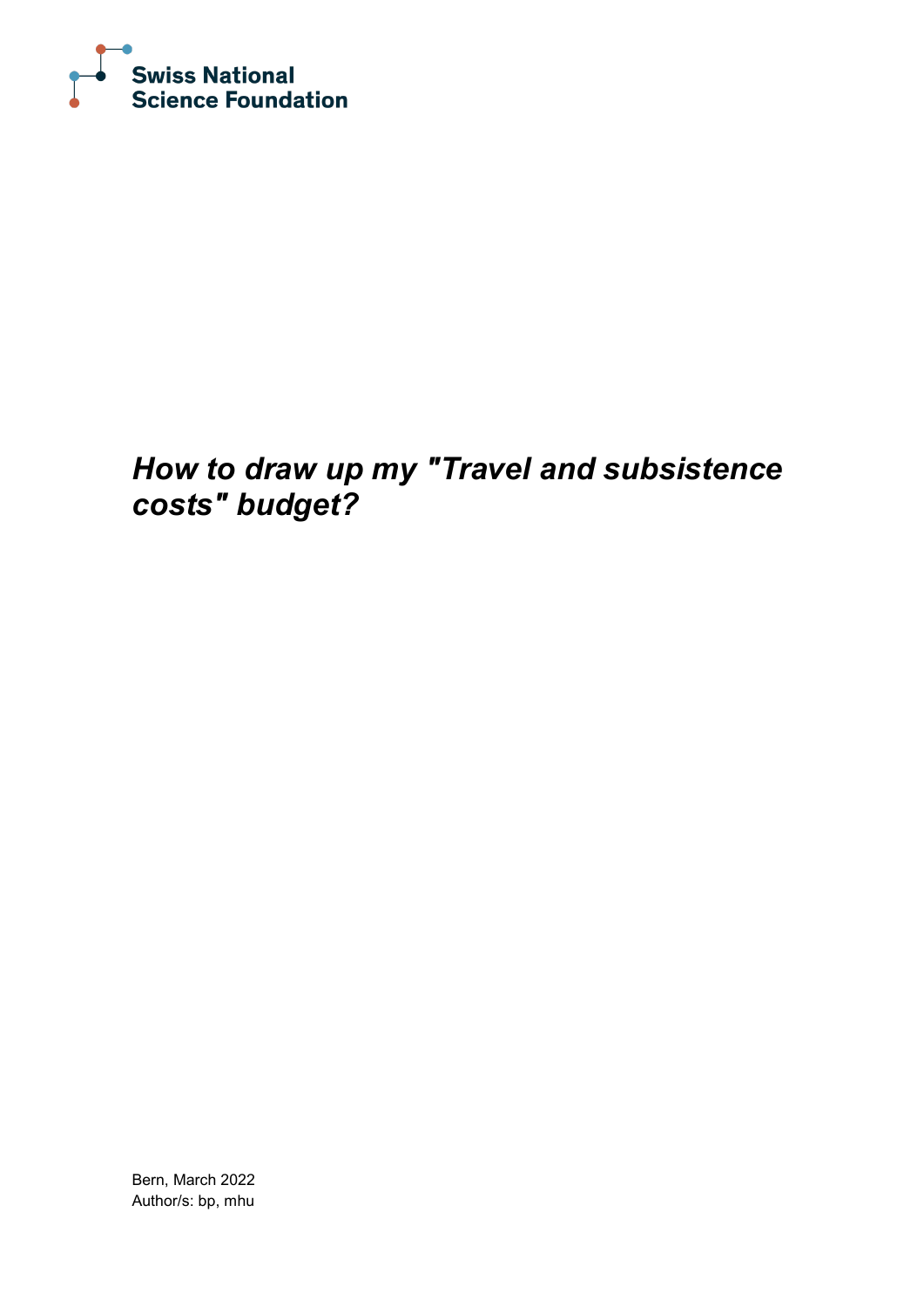Swiss National Science Foundation

# *How to draw up my "Travel and subsistence costs" budget?*

Bern, March 2022
Author/s: bp, mhu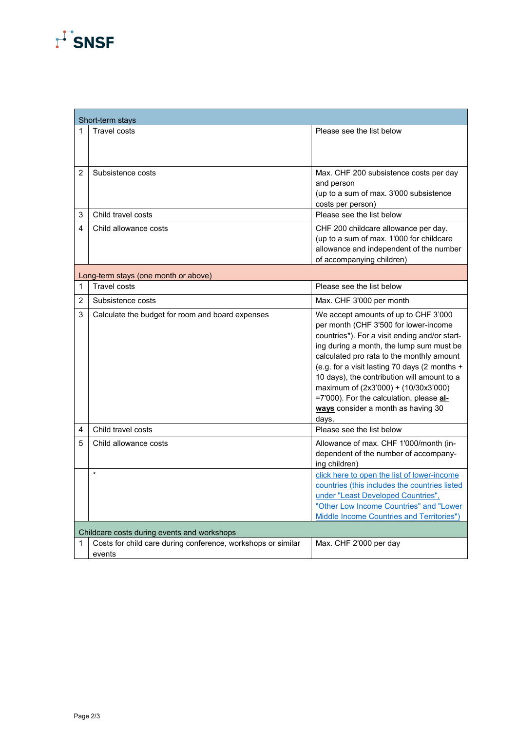| Short-term stays | | |
|---|---|---|
| 1 | Travel costs | Please see the list below |
| 2 | Subsistence costs | Max. CHF 200 subsistence costs per day and person (up to a sum of max. 3'000 subsistence costs per person) |
| 3 | Child travel costs | Please see the list below |
| 4 | Child allowance costs | CHF 200 childcare allowance per day. (up to a sum of max. 1'000 for childcare allowance and independent of the number of accompanying children) |
| **Long-term stays (one month or above)** | | |
| 1 | Travel costs | Please see the list below |
| 2 | Subsistence costs | Max. CHF 3'000 per month |
| 3 | Calculate the budget for room and board expenses | We accept amounts of up to CHF 3'000 per month (CHF 3'500 for lower-income countries*). For a visit ending and/or starting during a month, the lump sum must be calculated pro rata to the monthly amount (e.g. for a visit lasting 70 days (2 months + 10 days), the contribution will amount to a maximum of (2x3'000) + (10/30x3'000) =7'000). For the calculation, please **always** consider a month as having 30 days. |
| 4 | Child travel costs | Please see the list below |
| 5 | Child allowance costs | Allowance of max. CHF 1'000/month (independent of the number of accompanying children) |
| | * | click here to open the list of lower-income countries (this includes the countries listed under "Least Developed Countries", "Other Low Income Countries" and "Lower Middle Income Countries and Territories") |
| **Childcare costs during events and workshops** | | |
| 1 | Costs for child care during conference, workshops or similar events | Max. CHF 2'000 per day |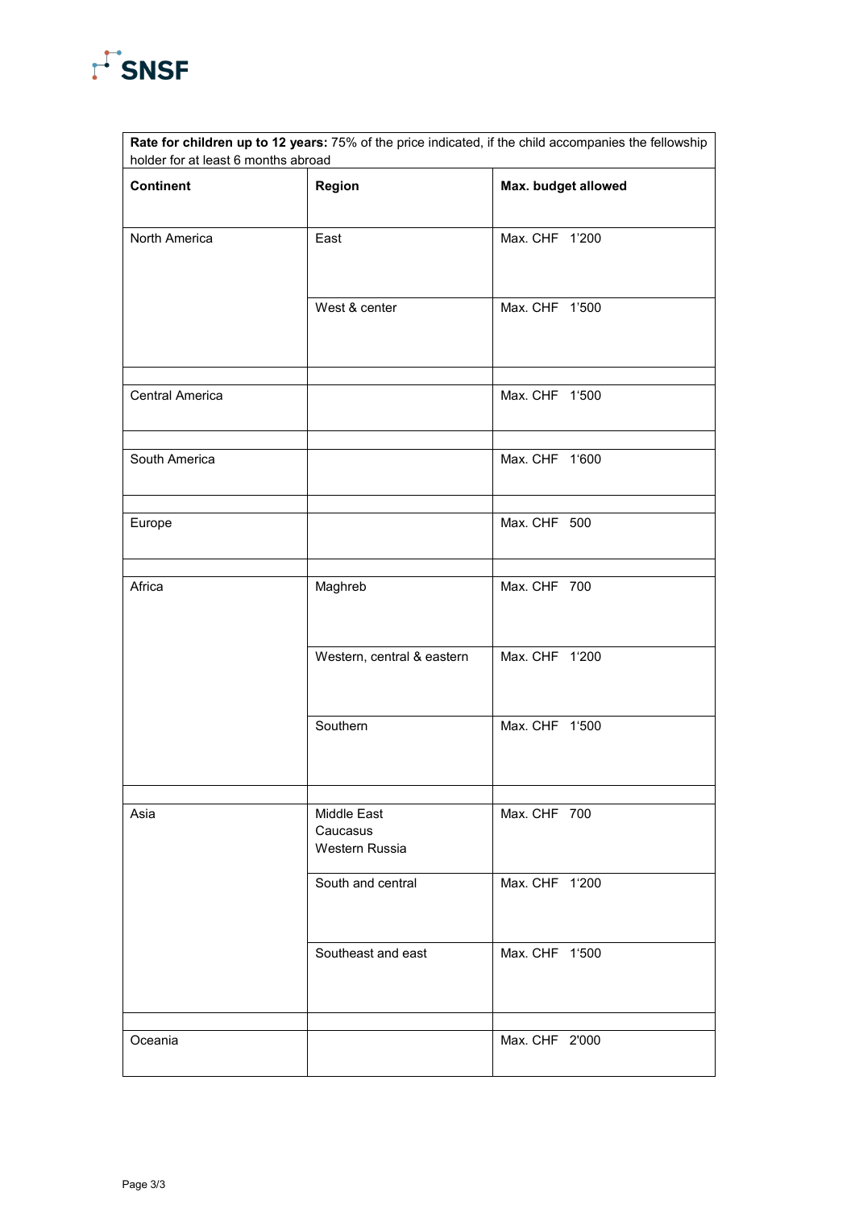**Rate for children up to 12 years:** 75% of the price indicated, if the child accompanies the fellowship holder for at least 6 months abroad

| Continent | Region | Max. budget allowed |
|---|---|---|
| North America | East | Max. CHF 1'200 |
| | West & center | Max. CHF 1'500 |
| Central America | | Max. CHF 1'500 |
| South America | | Max. CHF 1'600 |
| Europe | | Max. CHF 500 |
| Africa | Maghreb | Max. CHF 700 |
| | Western, central & eastern | Max. CHF 1'200 |
| | Southern | Max. CHF 1'500 |
| Asia | Middle East<br>Caucasus<br>Western Russia | Max. CHF 700 |
| | South and central | Max. CHF 1'200 |
| | Southeast and east | Max. CHF 1'500 |
| Oceania | | Max. CHF 2'000 |